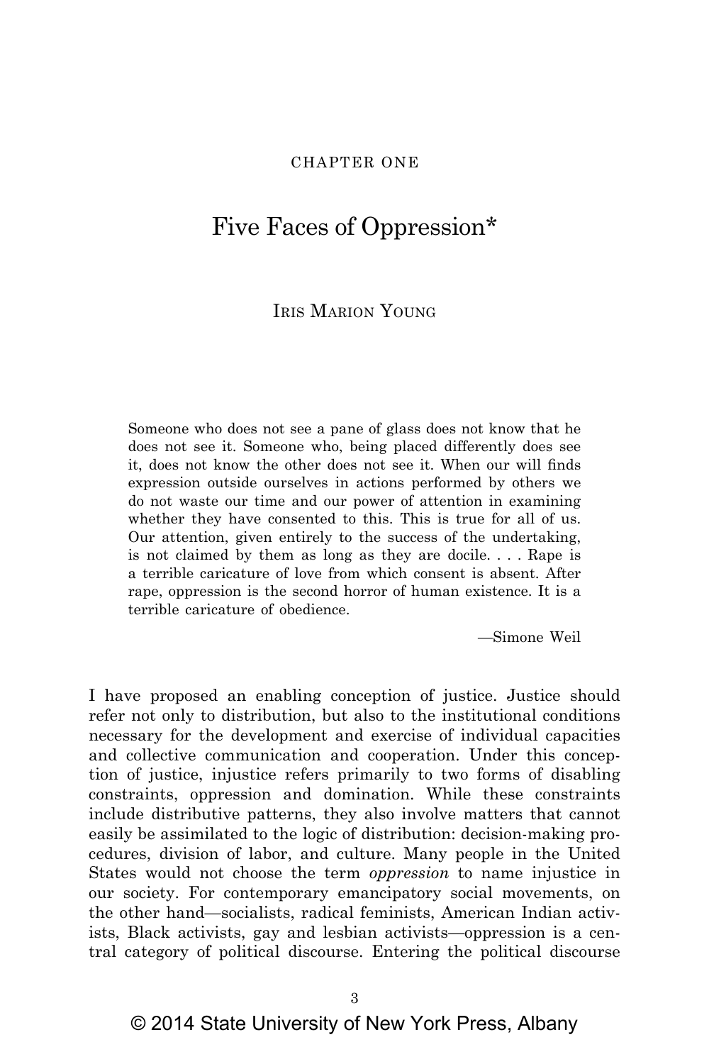CHAPTER ONE

# Five Faces of Oppression*

IRIS MARION YOUNG

> Someone who does not see a pane of glass does not know that he does not see it. Someone who, being placed differently does see it, does not know the other does not see it. When our will finds expression outside ourselves in actions performed by others we do not waste our time and our power of attention in examining whether they have consented to this. This is true for all of us. Our attention, given entirely to the success of the undertaking, is not claimed by them as long as they are docile. . . . Rape is a terrible caricature of love from which consent is absent. After rape, oppression is the second horror of human existence. It is a terrible caricature of obedience.
>
> —Simone Weil

I have proposed an enabling conception of justice. Justice should refer not only to distribution, but also to the institutional conditions necessary for the development and exercise of individual capacities and collective communication and cooperation. Under this conception of justice, injustice refers primarily to two forms of disabling constraints, oppression and domination. While these constraints include distributive patterns, they also involve matters that cannot easily be assimilated to the logic of distribution: decision-making procedures, division of labor, and culture. Many people in the United States would not choose the term *oppression* to name injustice in our society. For contemporary emancipatory social movements, on the other hand—socialists, radical feminists, American Indian activists, Black activists, gay and lesbian activists—oppression is a central category of political discourse. Entering the political discourse

© 2014 State University of New York Press, Albany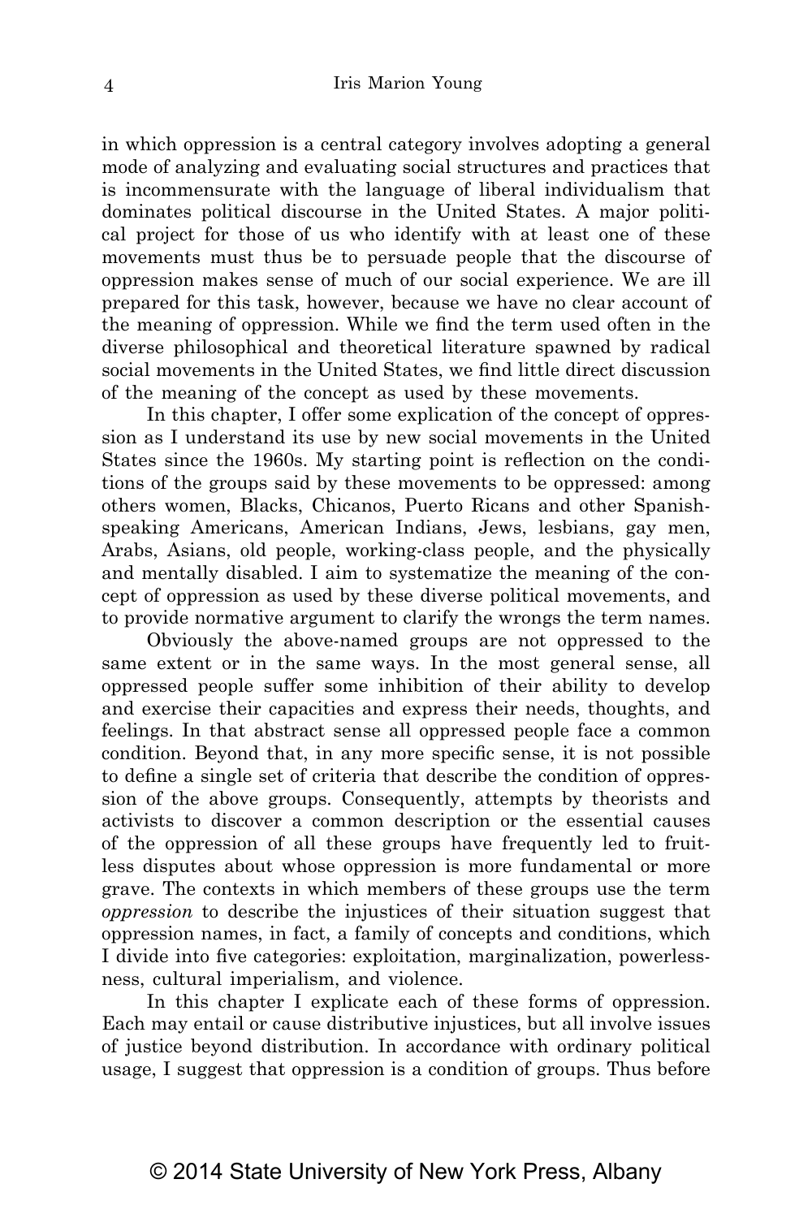in which oppression is a central category involves adopting a general mode of analyzing and evaluating social structures and practices that is incommensurate with the language of liberal individualism that dominates political discourse in the United States. A major political project for those of us who identify with at least one of these movements must thus be to persuade people that the discourse of oppression makes sense of much of our social experience. We are ill prepared for this task, however, because we have no clear account of the meaning of oppression. While we find the term used often in the diverse philosophical and theoretical literature spawned by radical social movements in the United States, we find little direct discussion of the meaning of the concept as used by these movements.

In this chapter, I offer some explication of the concept of oppression as I understand its use by new social movements in the United States since the 1960s. My starting point is reflection on the conditions of the groups said by these movements to be oppressed: among others women, Blacks, Chicanos, Puerto Ricans and other Spanish-speaking Americans, American Indians, Jews, lesbians, gay men, Arabs, Asians, old people, working-class people, and the physically and mentally disabled. I aim to systematize the meaning of the concept of oppression as used by these diverse political movements, and to provide normative argument to clarify the wrongs the term names.

Obviously the above-named groups are not oppressed to the same extent or in the same ways. In the most general sense, all oppressed people suffer some inhibition of their ability to develop and exercise their capacities and express their needs, thoughts, and feelings. In that abstract sense all oppressed people face a common condition. Beyond that, in any more specific sense, it is not possible to define a single set of criteria that describe the condition of oppression of the above groups. Consequently, attempts by theorists and activists to discover a common description or the essential causes of the oppression of all these groups have frequently led to fruitless disputes about whose oppression is more fundamental or more grave. The contexts in which members of these groups use the term *oppression* to describe the injustices of their situation suggest that oppression names, in fact, a family of concepts and conditions, which I divide into five categories: exploitation, marginalization, powerlessness, cultural imperialism, and violence.

In this chapter I explicate each of these forms of oppression. Each may entail or cause distributive injustices, but all involve issues of justice beyond distribution. In accordance with ordinary political usage, I suggest that oppression is a condition of groups. Thus before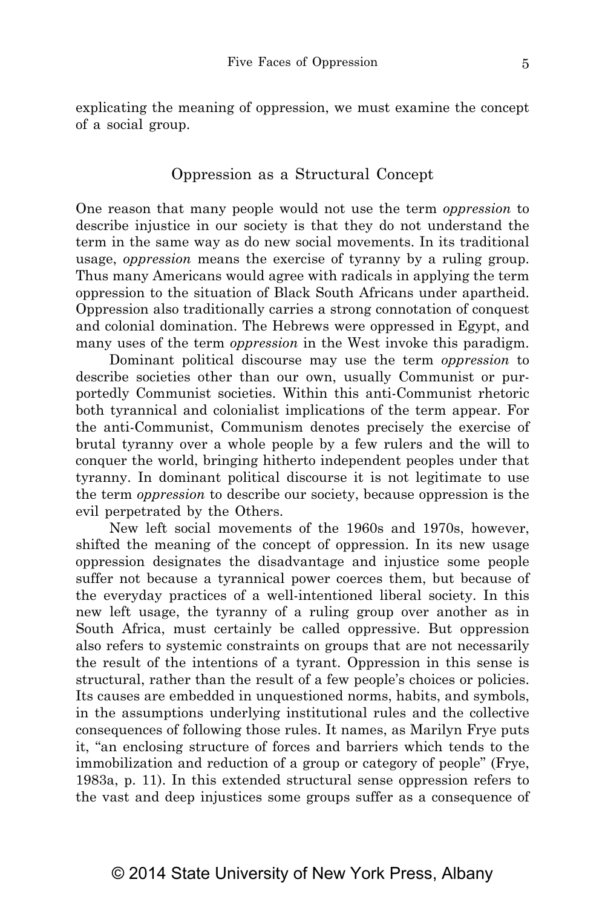explicating the meaning of oppression, we must examine the concept of a social group.

## Oppression as a Structural Concept

One reason that many people would not use the term *oppression* to describe injustice in our society is that they do not understand the term in the same way as do new social movements. In its traditional usage, *oppression* means the exercise of tyranny by a ruling group. Thus many Americans would agree with radicals in applying the term oppression to the situation of Black South Africans under apartheid. Oppression also traditionally carries a strong connotation of conquest and colonial domination. The Hebrews were oppressed in Egypt, and many uses of the term *oppression* in the West invoke this paradigm.

Dominant political discourse may use the term *oppression* to describe societies other than our own, usually Communist or purportedly Communist societies. Within this anti-Communist rhetoric both tyrannical and colonialist implications of the term appear. For the anti-Communist, Communism denotes precisely the exercise of brutal tyranny over a whole people by a few rulers and the will to conquer the world, bringing hitherto independent peoples under that tyranny. In dominant political discourse it is not legitimate to use the term *oppression* to describe our society, because oppression is the evil perpetrated by the Others.

New left social movements of the 1960s and 1970s, however, shifted the meaning of the concept of oppression. In its new usage oppression designates the disadvantage and injustice some people suffer not because a tyrannical power coerces them, but because of the everyday practices of a well-intentioned liberal society. In this new left usage, the tyranny of a ruling group over another as in South Africa, must certainly be called oppressive. But oppression also refers to systemic constraints on groups that are not necessarily the result of the intentions of a tyrant. Oppression in this sense is structural, rather than the result of a few people's choices or policies. Its causes are embedded in unquestioned norms, habits, and symbols, in the assumptions underlying institutional rules and the collective consequences of following those rules. It names, as Marilyn Frye puts it, "an enclosing structure of forces and barriers which tends to the immobilization and reduction of a group or category of people" (Frye, 1983a, p. 11). In this extended structural sense oppression refers to the vast and deep injustices some groups suffer as a consequence of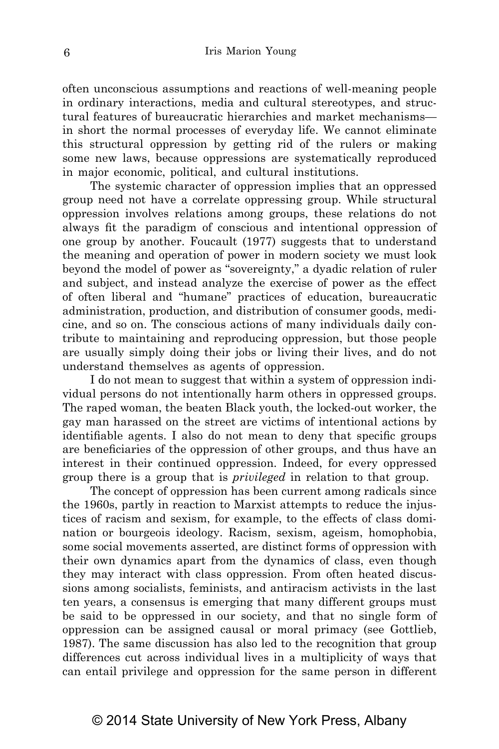often unconscious assumptions and reactions of well-meaning people in ordinary interactions, media and cultural stereotypes, and structural features of bureaucratic hierarchies and market mechanisms—in short the normal processes of everyday life. We cannot eliminate this structural oppression by getting rid of the rulers or making some new laws, because oppressions are systematically reproduced in major economic, political, and cultural institutions.

The systemic character of oppression implies that an oppressed group need not have a correlate oppressing group. While structural oppression involves relations among groups, these relations do not always fit the paradigm of conscious and intentional oppression of one group by another. Foucault (1977) suggests that to understand the meaning and operation of power in modern society we must look beyond the model of power as "sovereignty," a dyadic relation of ruler and subject, and instead analyze the exercise of power as the effect of often liberal and "humane" practices of education, bureaucratic administration, production, and distribution of consumer goods, medicine, and so on. The conscious actions of many individuals daily contribute to maintaining and reproducing oppression, but those people are usually simply doing their jobs or living their lives, and do not understand themselves as agents of oppression.

I do not mean to suggest that within a system of oppression individual persons do not intentionally harm others in oppressed groups. The raped woman, the beaten Black youth, the locked-out worker, the gay man harassed on the street are victims of intentional actions by identifiable agents. I also do not mean to deny that specific groups are beneficiaries of the oppression of other groups, and thus have an interest in their continued oppression. Indeed, for every oppressed group there is a group that is *privileged* in relation to that group.

The concept of oppression has been current among radicals since the 1960s, partly in reaction to Marxist attempts to reduce the injustices of racism and sexism, for example, to the effects of class domination or bourgeois ideology. Racism, sexism, ageism, homophobia, some social movements asserted, are distinct forms of oppression with their own dynamics apart from the dynamics of class, even though they may interact with class oppression. From often heated discussions among socialists, feminists, and antiracism activists in the last ten years, a consensus is emerging that many different groups must be said to be oppressed in our society, and that no single form of oppression can be assigned causal or moral primacy (see Gottlieb, 1987). The same discussion has also led to the recognition that group differences cut across individual lives in a multiplicity of ways that can entail privilege and oppression for the same person in different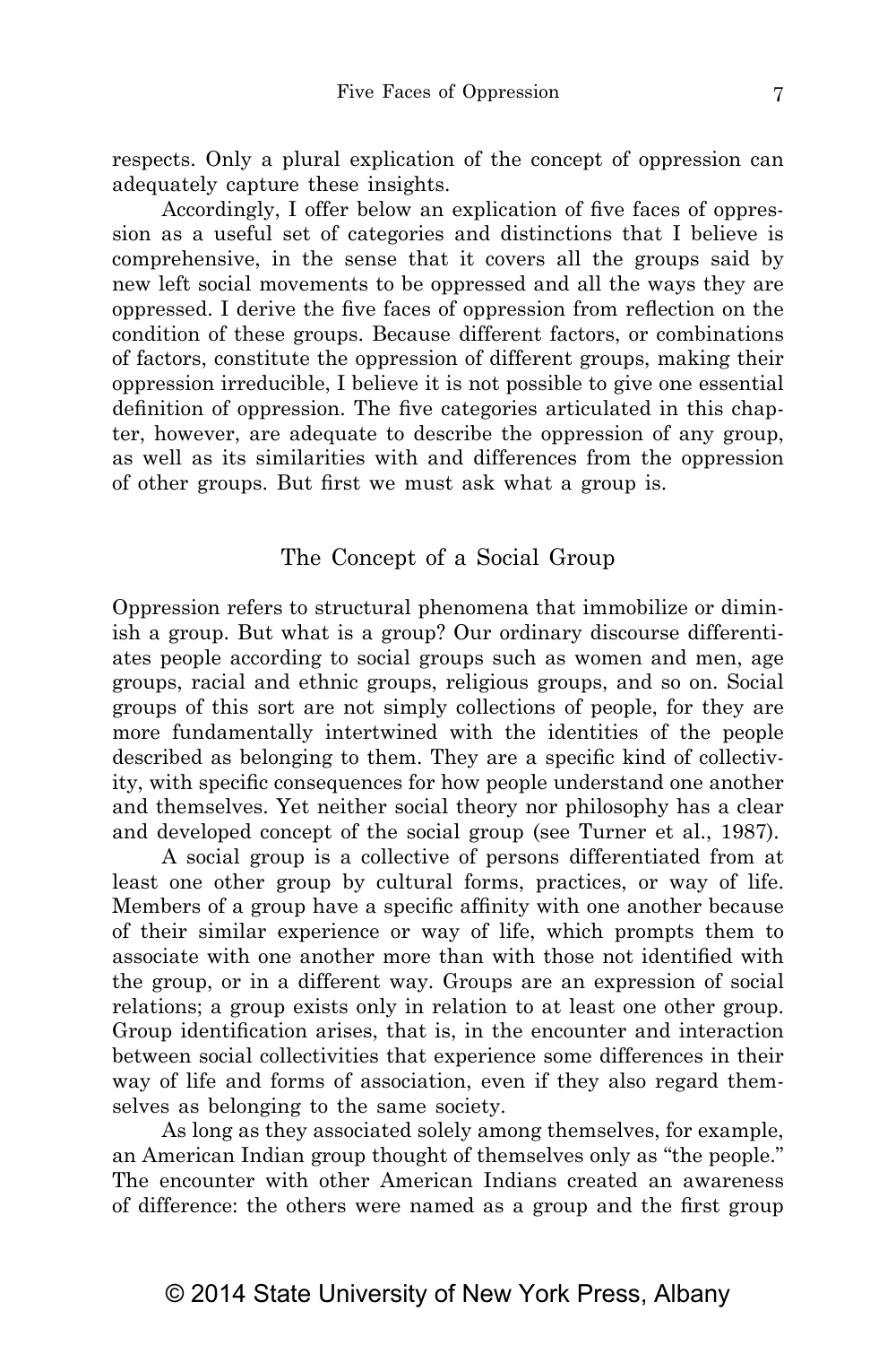respects. Only a plural explication of the concept of oppression can adequately capture these insights.

Accordingly, I offer below an explication of five faces of oppression as a useful set of categories and distinctions that I believe is comprehensive, in the sense that it covers all the groups said by new left social movements to be oppressed and all the ways they are oppressed. I derive the five faces of oppression from reflection on the condition of these groups. Because different factors, or combinations of factors, constitute the oppression of different groups, making their oppression irreducible, I believe it is not possible to give one essential definition of oppression. The five categories articulated in this chapter, however, are adequate to describe the oppression of any group, as well as its similarities with and differences from the oppression of other groups. But first we must ask what a group is.

## The Concept of a Social Group

Oppression refers to structural phenomena that immobilize or diminish a group. But what is a group? Our ordinary discourse differentiates people according to social groups such as women and men, age groups, racial and ethnic groups, religious groups, and so on. Social groups of this sort are not simply collections of people, for they are more fundamentally intertwined with the identities of the people described as belonging to them. They are a specific kind of collectivity, with specific consequences for how people understand one another and themselves. Yet neither social theory nor philosophy has a clear and developed concept of the social group (see Turner et al., 1987).

A social group is a collective of persons differentiated from at least one other group by cultural forms, practices, or way of life. Members of a group have a specific affinity with one another because of their similar experience or way of life, which prompts them to associate with one another more than with those not identified with the group, or in a different way. Groups are an expression of social relations; a group exists only in relation to at least one other group. Group identification arises, that is, in the encounter and interaction between social collectivities that experience some differences in their way of life and forms of association, even if they also regard themselves as belonging to the same society.

As long as they associated solely among themselves, for example, an American Indian group thought of themselves only as "the people." The encounter with other American Indians created an awareness of difference: the others were named as a group and the first group

© 2014 State University of New York Press, Albany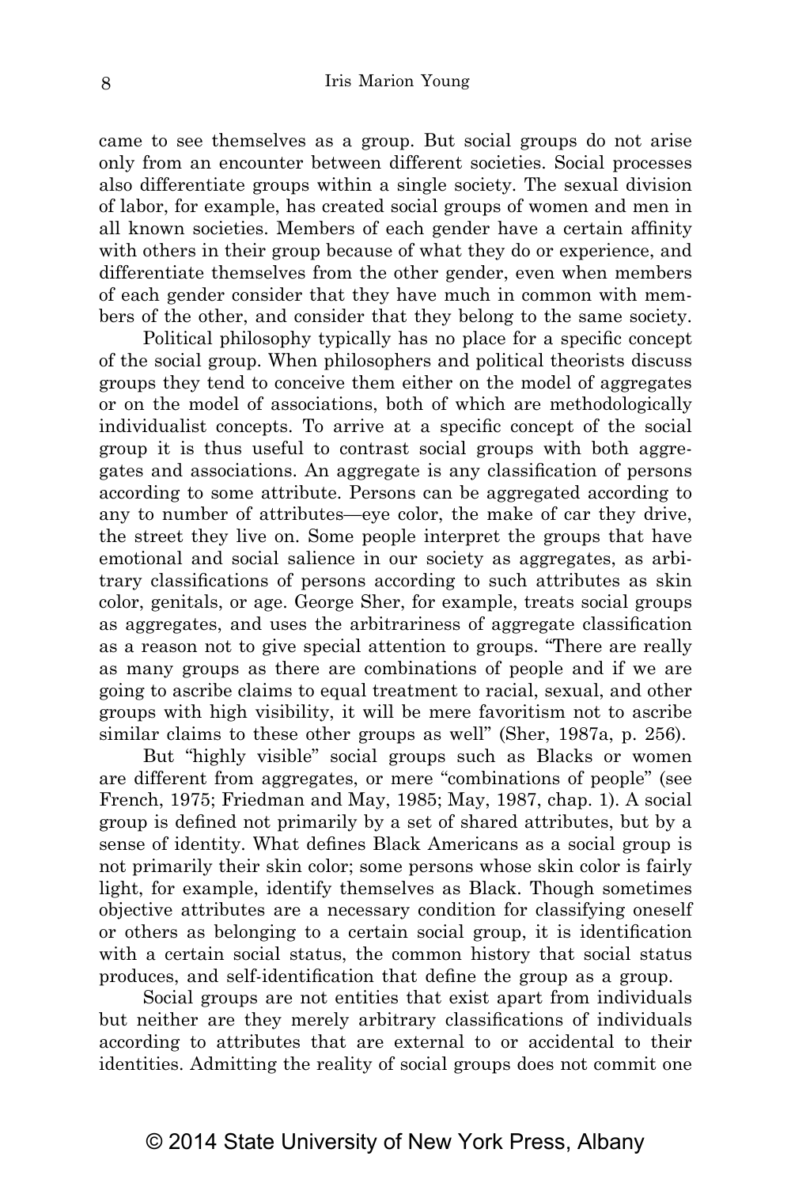came to see themselves as a group. But social groups do not arise only from an encounter between different societies. Social processes also differentiate groups within a single society. The sexual division of labor, for example, has created social groups of women and men in all known societies. Members of each gender have a certain affinity with others in their group because of what they do or experience, and differentiate themselves from the other gender, even when members of each gender consider that they have much in common with members of the other, and consider that they belong to the same society.

Political philosophy typically has no place for a specific concept of the social group. When philosophers and political theorists discuss groups they tend to conceive them either on the model of aggregates or on the model of associations, both of which are methodologically individualist concepts. To arrive at a specific concept of the social group it is thus useful to contrast social groups with both aggregates and associations. An aggregate is any classification of persons according to some attribute. Persons can be aggregated according to any to number of attributes—eye color, the make of car they drive, the street they live on. Some people interpret the groups that have emotional and social salience in our society as aggregates, as arbitrary classifications of persons according to such attributes as skin color, genitals, or age. George Sher, for example, treats social groups as aggregates, and uses the arbitrariness of aggregate classification as a reason not to give special attention to groups. "There are really as many groups as there are combinations of people and if we are going to ascribe claims to equal treatment to racial, sexual, and other groups with high visibility, it will be mere favoritism not to ascribe similar claims to these other groups as well" (Sher, 1987a, p. 256).

But "highly visible" social groups such as Blacks or women are different from aggregates, or mere "combinations of people" (see French, 1975; Friedman and May, 1985; May, 1987, chap. 1). A social group is defined not primarily by a set of shared attributes, but by a sense of identity. What defines Black Americans as a social group is not primarily their skin color; some persons whose skin color is fairly light, for example, identify themselves as Black. Though sometimes objective attributes are a necessary condition for classifying oneself or others as belonging to a certain social group, it is identification with a certain social status, the common history that social status produces, and self-identification that define the group as a group.

Social groups are not entities that exist apart from individuals but neither are they merely arbitrary classifications of individuals according to attributes that are external to or accidental to their identities. Admitting the reality of social groups does not commit one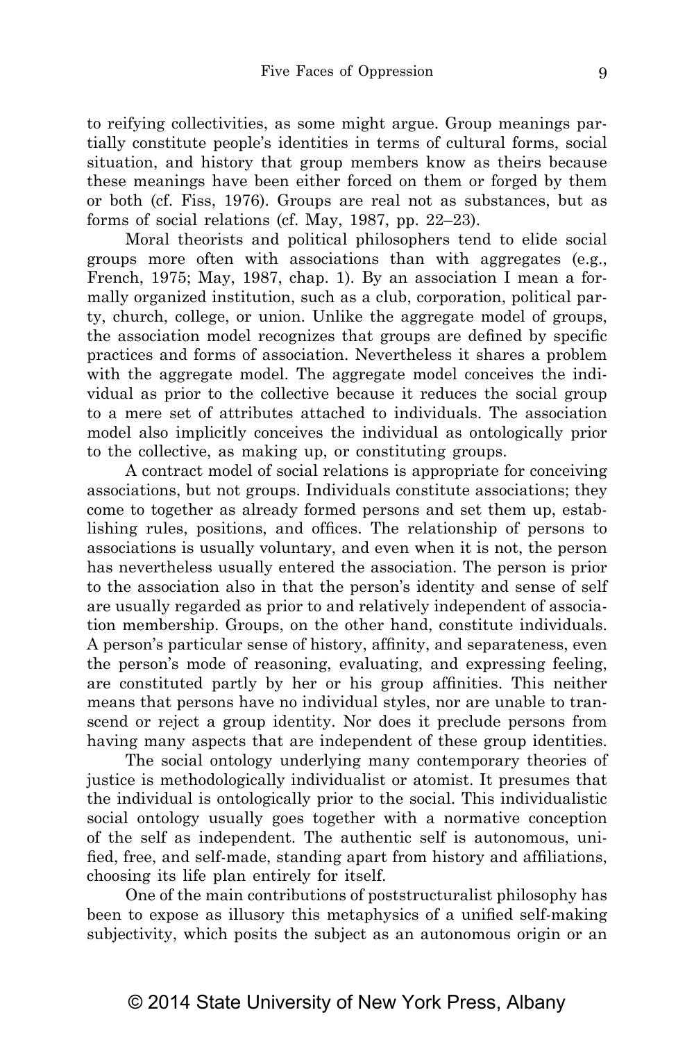to reifying collectivities, as some might argue. Group meanings partially constitute people's identities in terms of cultural forms, social situation, and history that group members know as theirs because these meanings have been either forced on them or forged by them or both (cf. Fiss, 1976). Groups are real not as substances, but as forms of social relations (cf. May, 1987, pp. 22–23).

Moral theorists and political philosophers tend to elide social groups more often with associations than with aggregates (e.g., French, 1975; May, 1987, chap. 1). By an association I mean a formally organized institution, such as a club, corporation, political party, church, college, or union. Unlike the aggregate model of groups, the association model recognizes that groups are defined by specific practices and forms of association. Nevertheless it shares a problem with the aggregate model. The aggregate model conceives the individual as prior to the collective because it reduces the social group to a mere set of attributes attached to individuals. The association model also implicitly conceives the individual as ontologically prior to the collective, as making up, or constituting groups.

A contract model of social relations is appropriate for conceiving associations, but not groups. Individuals constitute associations; they come to together as already formed persons and set them up, establishing rules, positions, and offices. The relationship of persons to associations is usually voluntary, and even when it is not, the person has nevertheless usually entered the association. The person is prior to the association also in that the person's identity and sense of self are usually regarded as prior to and relatively independent of association membership. Groups, on the other hand, constitute individuals. A person's particular sense of history, affinity, and separateness, even the person's mode of reasoning, evaluating, and expressing feeling, are constituted partly by her or his group affinities. This neither means that persons have no individual styles, nor are unable to transcend or reject a group identity. Nor does it preclude persons from having many aspects that are independent of these group identities.

The social ontology underlying many contemporary theories of justice is methodologically individualist or atomist. It presumes that the individual is ontologically prior to the social. This individualistic social ontology usually goes together with a normative conception of the self as independent. The authentic self is autonomous, unified, free, and self-made, standing apart from history and affiliations, choosing its life plan entirely for itself.

One of the main contributions of poststructuralist philosophy has been to expose as illusory this metaphysics of a unified self-making subjectivity, which posits the subject as an autonomous origin or an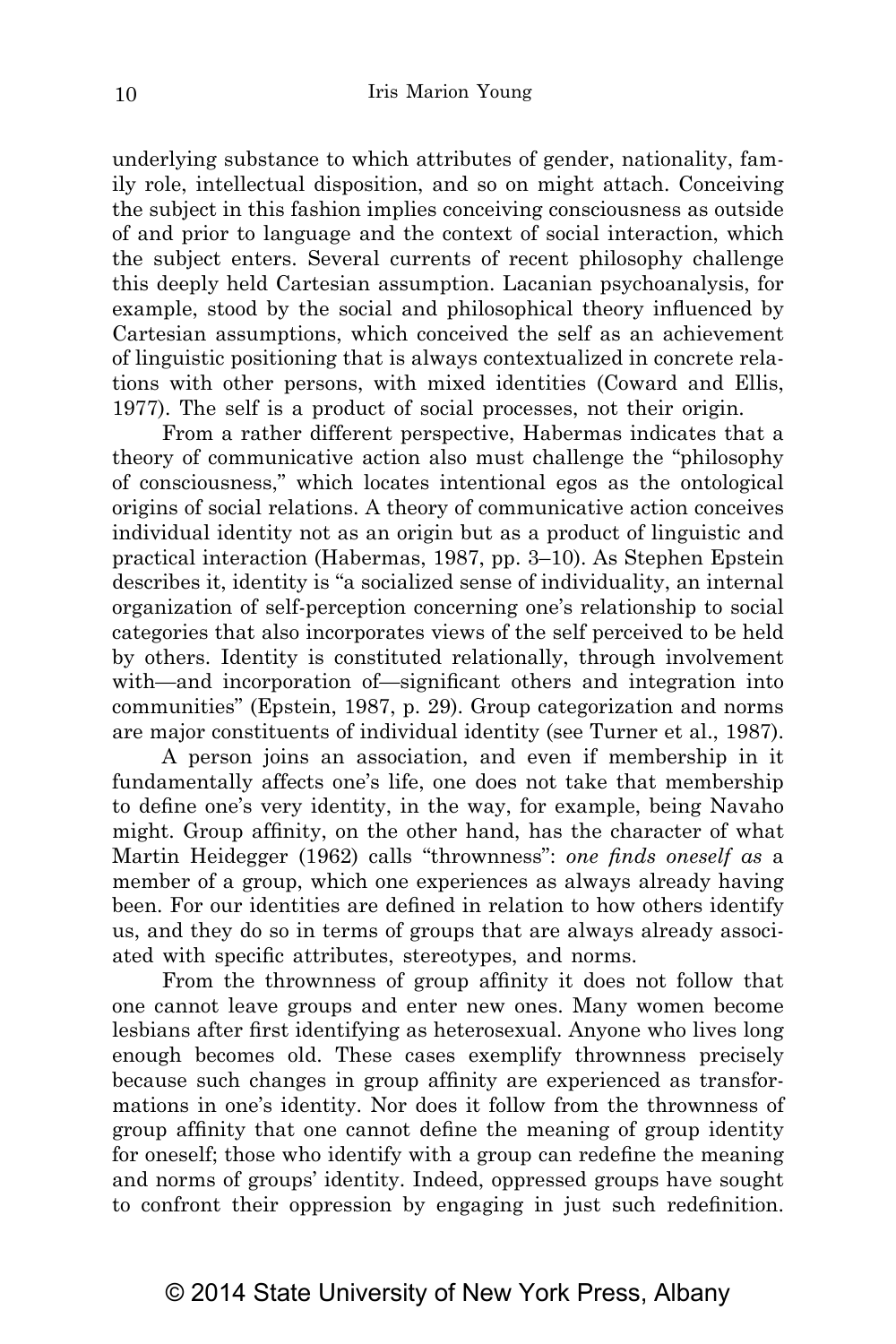underlying substance to which attributes of gender, nationality, family role, intellectual disposition, and so on might attach. Conceiving the subject in this fashion implies conceiving consciousness as outside of and prior to language and the context of social interaction, which the subject enters. Several currents of recent philosophy challenge this deeply held Cartesian assumption. Lacanian psychoanalysis, for example, stood by the social and philosophical theory influenced by Cartesian assumptions, which conceived the self as an achievement of linguistic positioning that is always contextualized in concrete relations with other persons, with mixed identities (Coward and Ellis, 1977). The self is a product of social processes, not their origin.

From a rather different perspective, Habermas indicates that a theory of communicative action also must challenge the "philosophy of consciousness," which locates intentional egos as the ontological origins of social relations. A theory of communicative action conceives individual identity not as an origin but as a product of linguistic and practical interaction (Habermas, 1987, pp. 3–10). As Stephen Epstein describes it, identity is "a socialized sense of individuality, an internal organization of self-perception concerning one's relationship to social categories that also incorporates views of the self perceived to be held by others. Identity is constituted relationally, through involvement with—and incorporation of—significant others and integration into communities" (Epstein, 1987, p. 29). Group categorization and norms are major constituents of individual identity (see Turner et al., 1987).

A person joins an association, and even if membership in it fundamentally affects one's life, one does not take that membership to define one's very identity, in the way, for example, being Navaho might. Group affinity, on the other hand, has the character of what Martin Heidegger (1962) calls "thrownness": *one finds oneself as* a member of a group, which one experiences as always already having been. For our identities are defined in relation to how others identify us, and they do so in terms of groups that are always already associated with specific attributes, stereotypes, and norms.

From the thrownness of group affinity it does not follow that one cannot leave groups and enter new ones. Many women become lesbians after first identifying as heterosexual. Anyone who lives long enough becomes old. These cases exemplify thrownness precisely because such changes in group affinity are experienced as transformations in one's identity. Nor does it follow from the thrownness of group affinity that one cannot define the meaning of group identity for oneself; those who identify with a group can redefine the meaning and norms of groups' identity. Indeed, oppressed groups have sought to confront their oppression by engaging in just such redefinition.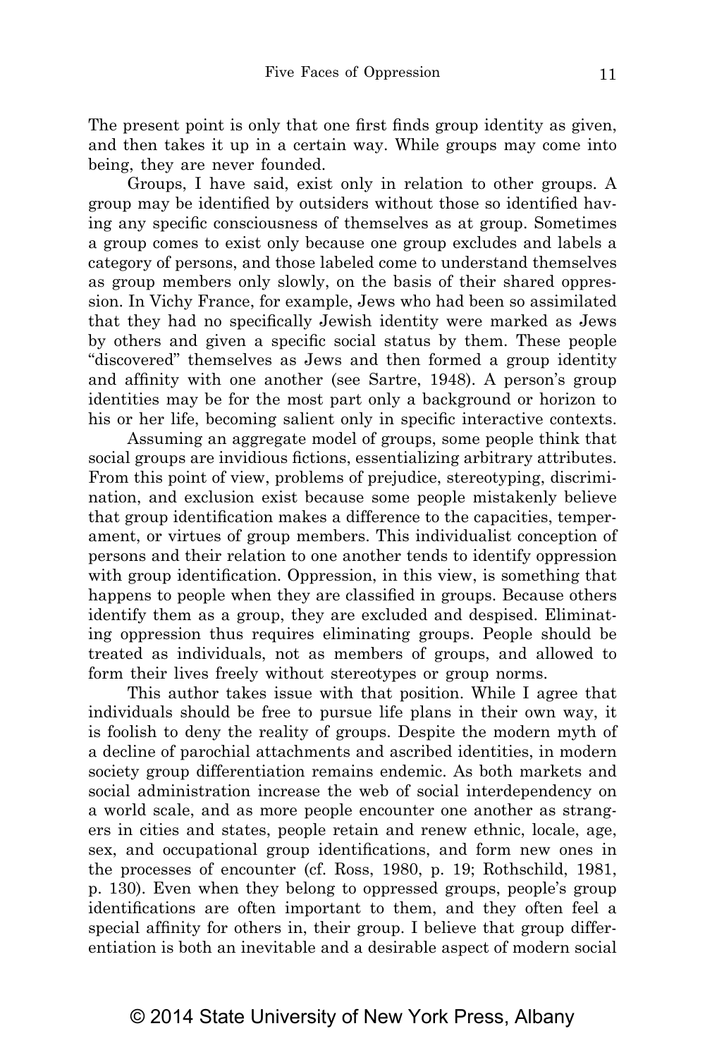The present point is only that one first finds group identity as given, and then takes it up in a certain way. While groups may come into being, they are never founded.

Groups, I have said, exist only in relation to other groups. A group may be identified by outsiders without those so identified having any specific consciousness of themselves as at group. Sometimes a group comes to exist only because one group excludes and labels a category of persons, and those labeled come to understand themselves as group members only slowly, on the basis of their shared oppression. In Vichy France, for example, Jews who had been so assimilated that they had no specifically Jewish identity were marked as Jews by others and given a specific social status by them. These people "discovered" themselves as Jews and then formed a group identity and affinity with one another (see Sartre, 1948). A person's group identities may be for the most part only a background or horizon to his or her life, becoming salient only in specific interactive contexts.

Assuming an aggregate model of groups, some people think that social groups are invidious fictions, essentializing arbitrary attributes. From this point of view, problems of prejudice, stereotyping, discrimination, and exclusion exist because some people mistakenly believe that group identification makes a difference to the capacities, temperament, or virtues of group members. This individualist conception of persons and their relation to one another tends to identify oppression with group identification. Oppression, in this view, is something that happens to people when they are classified in groups. Because others identify them as a group, they are excluded and despised. Eliminating oppression thus requires eliminating groups. People should be treated as individuals, not as members of groups, and allowed to form their lives freely without stereotypes or group norms.

This author takes issue with that position. While I agree that individuals should be free to pursue life plans in their own way, it is foolish to deny the reality of groups. Despite the modern myth of a decline of parochial attachments and ascribed identities, in modern society group differentiation remains endemic. As both markets and social administration increase the web of social interdependency on a world scale, and as more people encounter one another as strangers in cities and states, people retain and renew ethnic, locale, age, sex, and occupational group identifications, and form new ones in the processes of encounter (cf. Ross, 1980, p. 19; Rothschild, 1981, p. 130). Even when they belong to oppressed groups, people's group identifications are often important to them, and they often feel a special affinity for others in, their group. I believe that group differentiation is both an inevitable and a desirable aspect of modern social

© 2014 State University of New York Press, Albany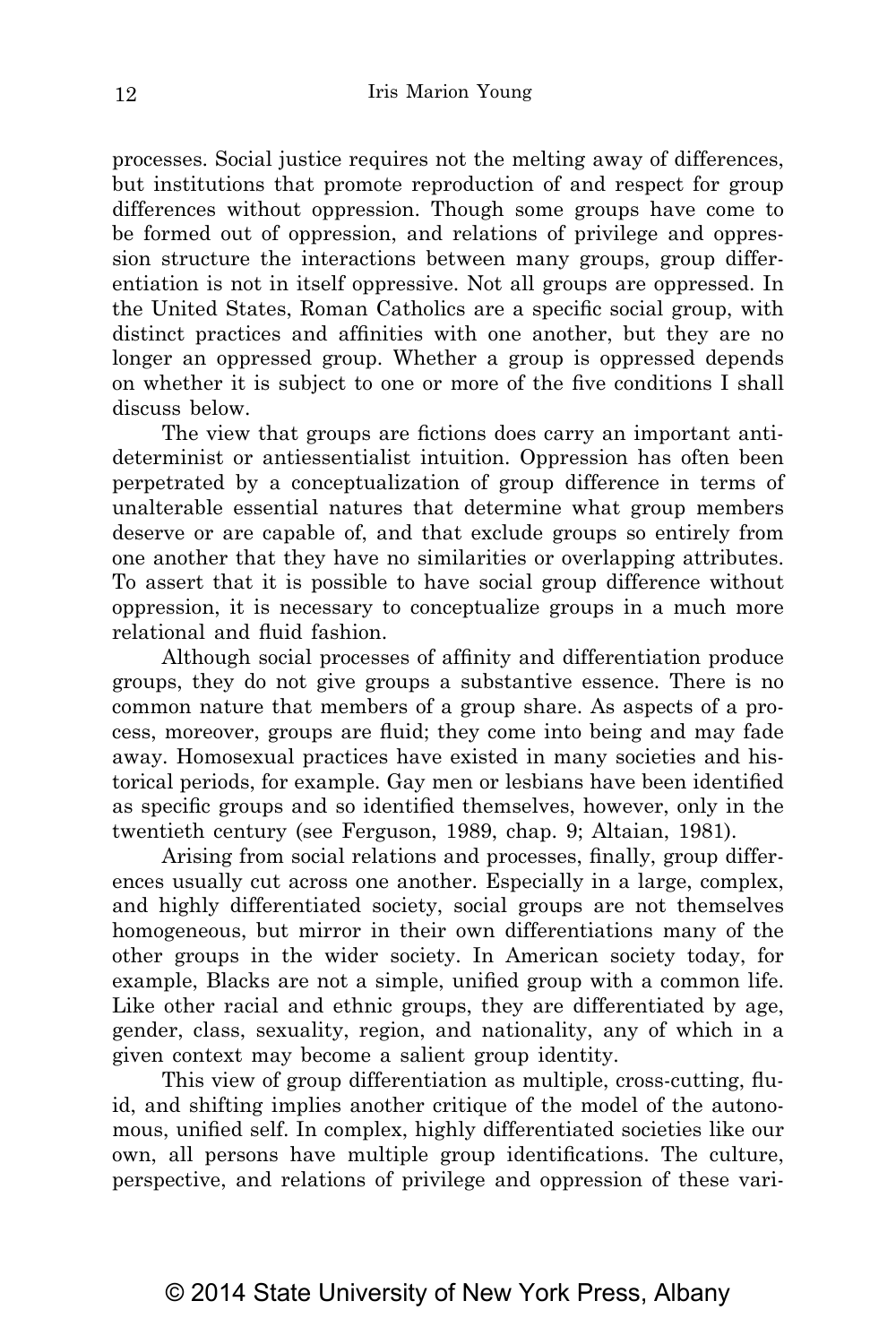processes. Social justice requires not the melting away of differences, but institutions that promote reproduction of and respect for group differences without oppression. Though some groups have come to be formed out of oppression, and relations of privilege and oppression structure the interactions between many groups, group differentiation is not in itself oppressive. Not all groups are oppressed. In the United States, Roman Catholics are a specific social group, with distinct practices and affinities with one another, but they are no longer an oppressed group. Whether a group is oppressed depends on whether it is subject to one or more of the five conditions I shall discuss below.

The view that groups are fictions does carry an important antideterminist or antiessentialist intuition. Oppression has often been perpetrated by a conceptualization of group difference in terms of unalterable essential natures that determine what group members deserve or are capable of, and that exclude groups so entirely from one another that they have no similarities or overlapping attributes. To assert that it is possible to have social group difference without oppression, it is necessary to conceptualize groups in a much more relational and fluid fashion.

Although social processes of affinity and differentiation produce groups, they do not give groups a substantive essence. There is no common nature that members of a group share. As aspects of a process, moreover, groups are fluid; they come into being and may fade away. Homosexual practices have existed in many societies and historical periods, for example. Gay men or lesbians have been identified as specific groups and so identified themselves, however, only in the twentieth century (see Ferguson, 1989, chap. 9; Altaian, 1981).

Arising from social relations and processes, finally, group differences usually cut across one another. Especially in a large, complex, and highly differentiated society, social groups are not themselves homogeneous, but mirror in their own differentiations many of the other groups in the wider society. In American society today, for example, Blacks are not a simple, unified group with a common life. Like other racial and ethnic groups, they are differentiated by age, gender, class, sexuality, region, and nationality, any of which in a given context may become a salient group identity.

This view of group differentiation as multiple, cross-cutting, fluid, and shifting implies another critique of the model of the autonomous, unified self. In complex, highly differentiated societies like our own, all persons have multiple group identifications. The culture, perspective, and relations of privilege and oppression of these vari-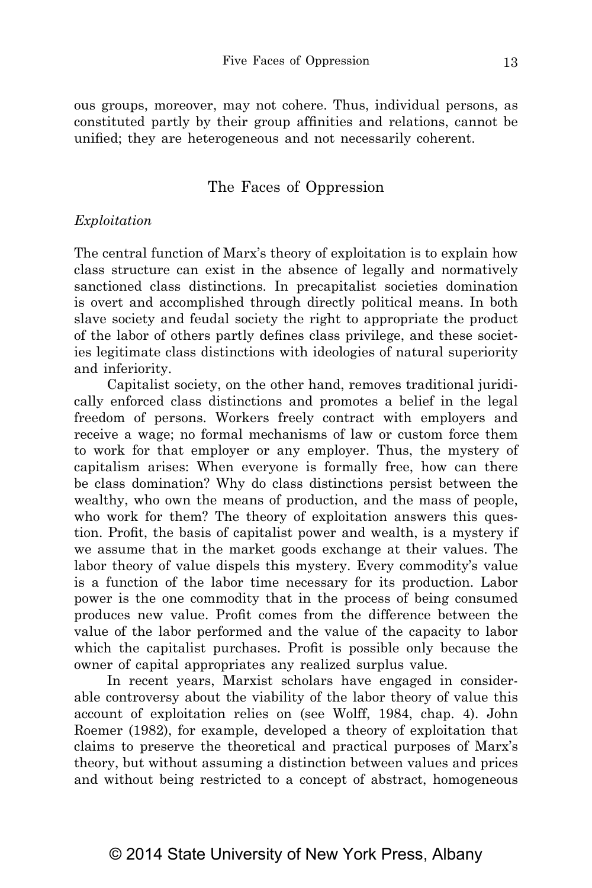ous groups, moreover, may not cohere. Thus, individual persons, as constituted partly by their group affinities and relations, cannot be unified; they are heterogeneous and not necessarily coherent.

## The Faces of Oppression

### *Exploitation*

The central function of Marx's theory of exploitation is to explain how class structure can exist in the absence of legally and normatively sanctioned class distinctions. In precapitalist societies domination is overt and accomplished through directly political means. In both slave society and feudal society the right to appropriate the product of the labor of others partly defines class privilege, and these societies legitimate class distinctions with ideologies of natural superiority and inferiority.

Capitalist society, on the other hand, removes traditional juridically enforced class distinctions and promotes a belief in the legal freedom of persons. Workers freely contract with employers and receive a wage; no formal mechanisms of law or custom force them to work for that employer or any employer. Thus, the mystery of capitalism arises: When everyone is formally free, how can there be class domination? Why do class distinctions persist between the wealthy, who own the means of production, and the mass of people, who work for them? The theory of exploitation answers this question. Profit, the basis of capitalist power and wealth, is a mystery if we assume that in the market goods exchange at their values. The labor theory of value dispels this mystery. Every commodity's value is a function of the labor time necessary for its production. Labor power is the one commodity that in the process of being consumed produces new value. Profit comes from the difference between the value of the labor performed and the value of the capacity to labor which the capitalist purchases. Profit is possible only because the owner of capital appropriates any realized surplus value.

In recent years, Marxist scholars have engaged in considerable controversy about the viability of the labor theory of value this account of exploitation relies on (see Wolff, 1984, chap. 4). John Roemer (1982), for example, developed a theory of exploitation that claims to preserve the theoretical and practical purposes of Marx's theory, but without assuming a distinction between values and prices and without being restricted to a concept of abstract, homogeneous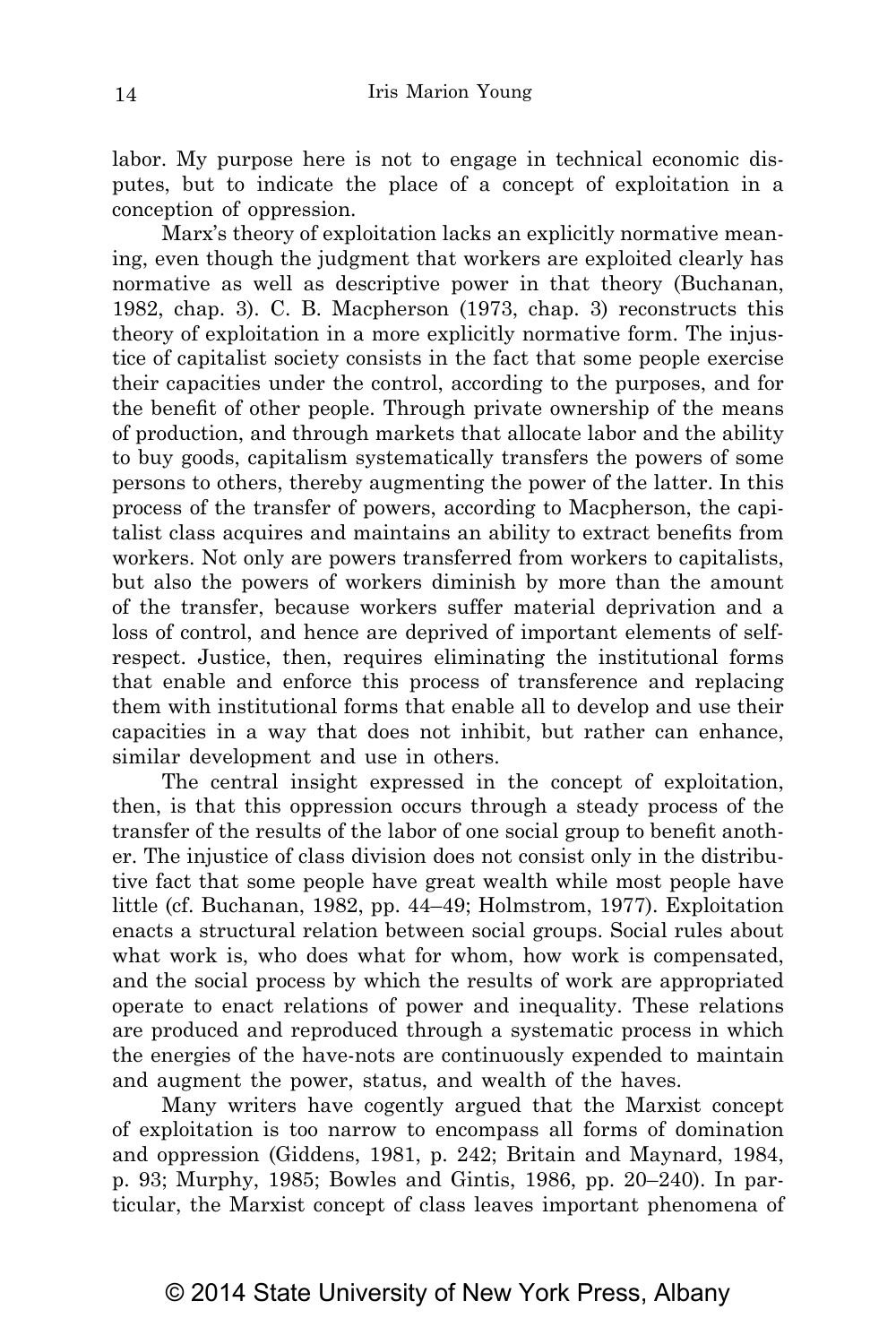labor. My purpose here is not to engage in technical economic disputes, but to indicate the place of a concept of exploitation in a conception of oppression.

Marx's theory of exploitation lacks an explicitly normative meaning, even though the judgment that workers are exploited clearly has normative as well as descriptive power in that theory (Buchanan, 1982, chap. 3). C. B. Macpherson (1973, chap. 3) reconstructs this theory of exploitation in a more explicitly normative form. The injustice of capitalist society consists in the fact that some people exercise their capacities under the control, according to the purposes, and for the benefit of other people. Through private ownership of the means of production, and through markets that allocate labor and the ability to buy goods, capitalism systematically transfers the powers of some persons to others, thereby augmenting the power of the latter. In this process of the transfer of powers, according to Macpherson, the capitalist class acquires and maintains an ability to extract benefits from workers. Not only are powers transferred from workers to capitalists, but also the powers of workers diminish by more than the amount of the transfer, because workers suffer material deprivation and a loss of control, and hence are deprived of important elements of self-respect. Justice, then, requires eliminating the institutional forms that enable and enforce this process of transference and replacing them with institutional forms that enable all to develop and use their capacities in a way that does not inhibit, but rather can enhance, similar development and use in others.

The central insight expressed in the concept of exploitation, then, is that this oppression occurs through a steady process of the transfer of the results of the labor of one social group to benefit another. The injustice of class division does not consist only in the distributive fact that some people have great wealth while most people have little (cf. Buchanan, 1982, pp. 44–49; Holmstrom, 1977). Exploitation enacts a structural relation between social groups. Social rules about what work is, who does what for whom, how work is compensated, and the social process by which the results of work are appropriated operate to enact relations of power and inequality. These relations are produced and reproduced through a systematic process in which the energies of the have-nots are continuously expended to maintain and augment the power, status, and wealth of the haves.

Many writers have cogently argued that the Marxist concept of exploitation is too narrow to encompass all forms of domination and oppression (Giddens, 1981, p. 242; Britain and Maynard, 1984, p. 93; Murphy, 1985; Bowles and Gintis, 1986, pp. 20–240). In particular, the Marxist concept of class leaves important phenomena of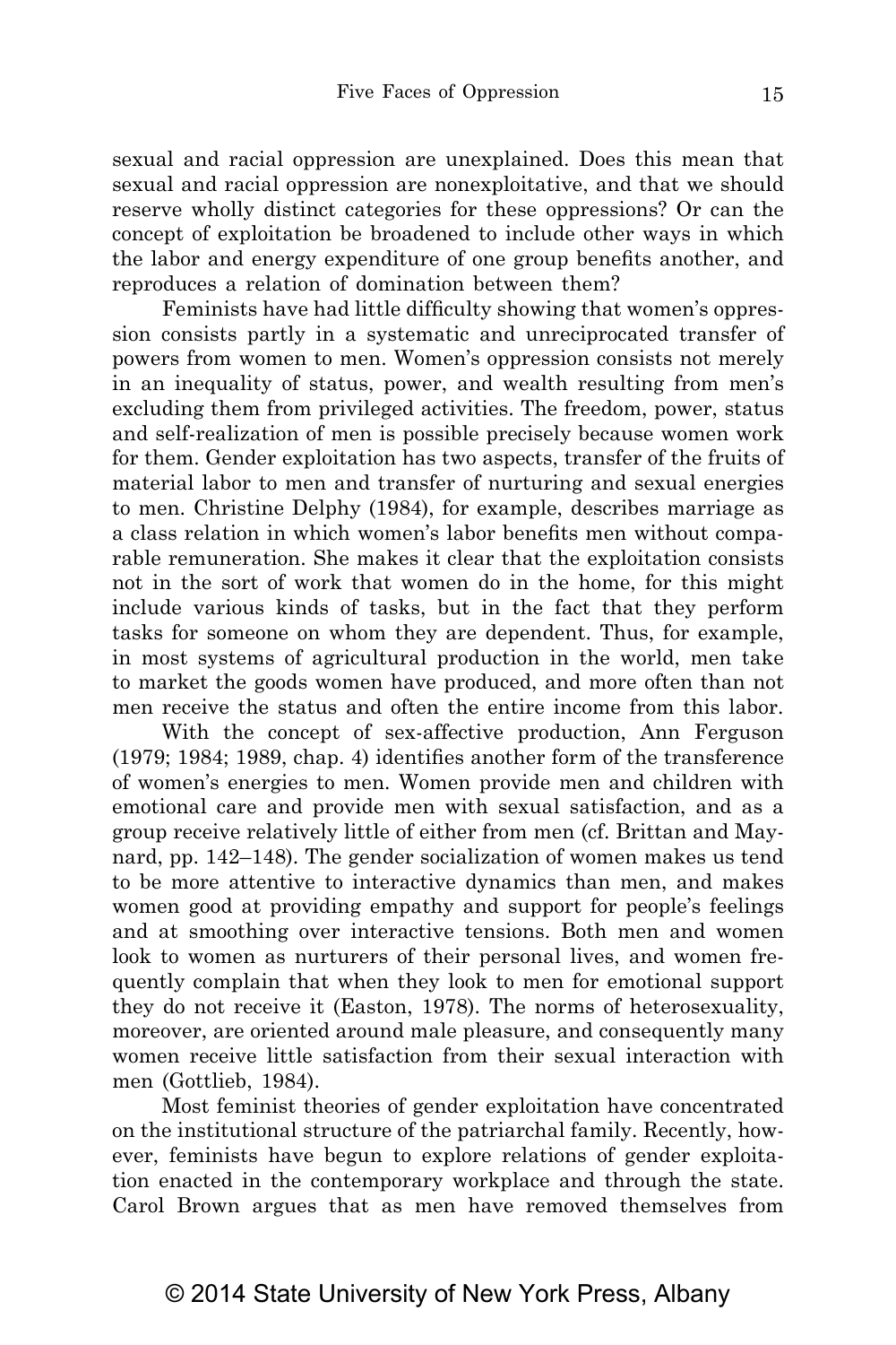sexual and racial oppression are unexplained. Does this mean that sexual and racial oppression are nonexploitative, and that we should reserve wholly distinct categories for these oppressions? Or can the concept of exploitation be broadened to include other ways in which the labor and energy expenditure of one group benefits another, and reproduces a relation of domination between them?

Feminists have had little difficulty showing that women's oppression consists partly in a systematic and unreciprocated transfer of powers from women to men. Women's oppression consists not merely in an inequality of status, power, and wealth resulting from men's excluding them from privileged activities. The freedom, power, status and self-realization of men is possible precisely because women work for them. Gender exploitation has two aspects, transfer of the fruits of material labor to men and transfer of nurturing and sexual energies to men. Christine Delphy (1984), for example, describes marriage as a class relation in which women's labor benefits men without comparable remuneration. She makes it clear that the exploitation consists not in the sort of work that women do in the home, for this might include various kinds of tasks, but in the fact that they perform tasks for someone on whom they are dependent. Thus, for example, in most systems of agricultural production in the world, men take to market the goods women have produced, and more often than not men receive the status and often the entire income from this labor.

With the concept of sex-affective production, Ann Ferguson (1979; 1984; 1989, chap. 4) identifies another form of the transference of women's energies to men. Women provide men and children with emotional care and provide men with sexual satisfaction, and as a group receive relatively little of either from men (cf. Brittan and Maynard, pp. 142–148). The gender socialization of women makes us tend to be more attentive to interactive dynamics than men, and makes women good at providing empathy and support for people's feelings and at smoothing over interactive tensions. Both men and women look to women as nurturers of their personal lives, and women frequently complain that when they look to men for emotional support they do not receive it (Easton, 1978). The norms of heterosexuality, moreover, are oriented around male pleasure, and consequently many women receive little satisfaction from their sexual interaction with men (Gottlieb, 1984).

Most feminist theories of gender exploitation have concentrated on the institutional structure of the patriarchal family. Recently, however, feminists have begun to explore relations of gender exploitation enacted in the contemporary workplace and through the state. Carol Brown argues that as men have removed themselves from

© 2014 State University of New York Press, Albany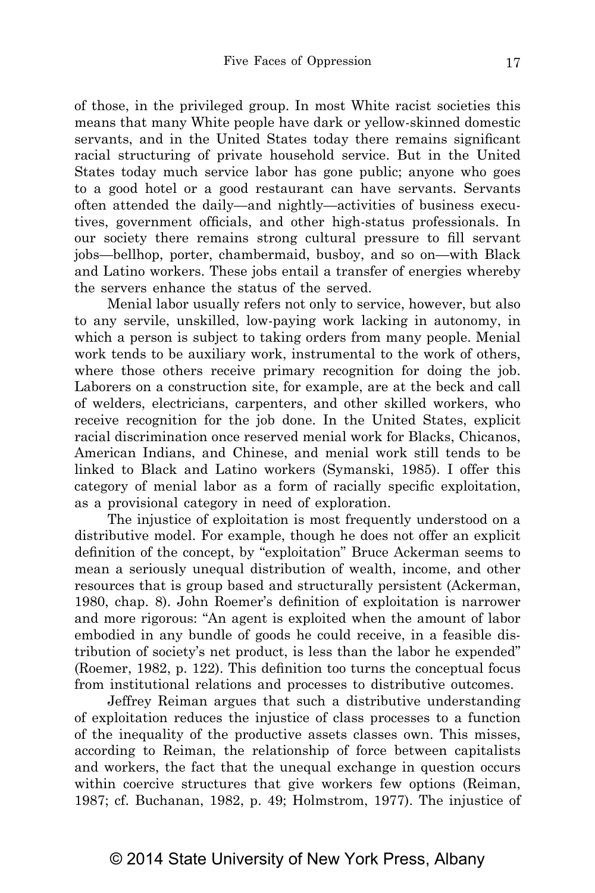of those, in the privileged group. In most White racist societies this means that many White people have dark or yellow-skinned domestic servants, and in the United States today there remains significant racial structuring of private household service. But in the United States today much service labor has gone public; anyone who goes to a good hotel or a good restaurant can have servants. Servants often attended the daily—and nightly—activities of business executives, government officials, and other high-status professionals. In our society there remains strong cultural pressure to fill servant jobs—bellhop, porter, chambermaid, busboy, and so on—with Black and Latino workers. These jobs entail a transfer of energies whereby the servers enhance the status of the served.

Menial labor usually refers not only to service, however, but also to any servile, unskilled, low-paying work lacking in autonomy, in which a person is subject to taking orders from many people. Menial work tends to be auxiliary work, instrumental to the work of others, where those others receive primary recognition for doing the job. Laborers on a construction site, for example, are at the beck and call of welders, electricians, carpenters, and other skilled workers, who receive recognition for the job done. In the United States, explicit racial discrimination once reserved menial work for Blacks, Chicanos, American Indians, and Chinese, and menial work still tends to be linked to Black and Latino workers (Symanski, 1985). I offer this category of menial labor as a form of racially specific exploitation, as a provisional category in need of exploration.

The injustice of exploitation is most frequently understood on a distributive model. For example, though he does not offer an explicit definition of the concept, by "exploitation" Bruce Ackerman seems to mean a seriously unequal distribution of wealth, income, and other resources that is group based and structurally persistent (Ackerman, 1980, chap. 8). John Roemer's definition of exploitation is narrower and more rigorous: "An agent is exploited when the amount of labor embodied in any bundle of goods he could receive, in a feasible distribution of society's net product, is less than the labor he expended" (Roemer, 1982, p. 122). This definition too turns the conceptual focus from institutional relations and processes to distributive outcomes.

Jeffrey Reiman argues that such a distributive understanding of exploitation reduces the injustice of class processes to a function of the inequality of the productive assets classes own. This misses, according to Reiman, the relationship of force between capitalists and workers, the fact that the unequal exchange in question occurs within coercive structures that give workers few options (Reiman, 1987; cf. Buchanan, 1982, p. 49; Holmstrom, 1977). The injustice of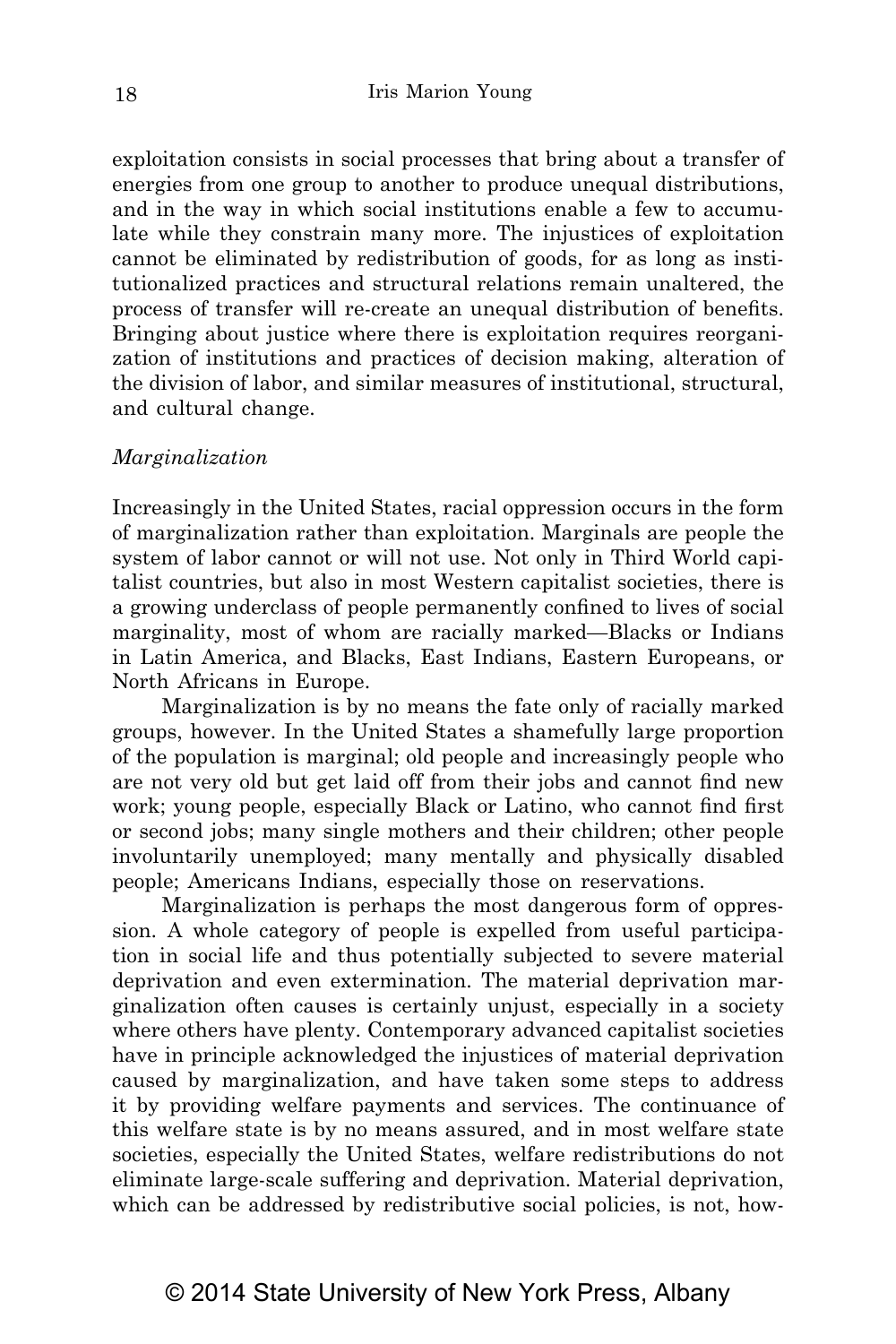exploitation consists in social processes that bring about a transfer of energies from one group to another to produce unequal distributions, and in the way in which social institutions enable a few to accumulate while they constrain many more. The injustices of exploitation cannot be eliminated by redistribution of goods, for as long as institutionalized practices and structural relations remain unaltered, the process of transfer will re-create an unequal distribution of benefits. Bringing about justice where there is exploitation requires reorganization of institutions and practices of decision making, alteration of the division of labor, and similar measures of institutional, structural, and cultural change.

*Marginalization*

Increasingly in the United States, racial oppression occurs in the form of marginalization rather than exploitation. Marginals are people the system of labor cannot or will not use. Not only in Third World capitalist countries, but also in most Western capitalist societies, there is a growing underclass of people permanently confined to lives of social marginality, most of whom are racially marked—Blacks or Indians in Latin America, and Blacks, East Indians, Eastern Europeans, or North Africans in Europe.

Marginalization is by no means the fate only of racially marked groups, however. In the United States a shamefully large proportion of the population is marginal; old people and increasingly people who are not very old but get laid off from their jobs and cannot find new work; young people, especially Black or Latino, who cannot find first or second jobs; many single mothers and their children; other people involuntarily unemployed; many mentally and physically disabled people; Americans Indians, especially those on reservations.

Marginalization is perhaps the most dangerous form of oppression. A whole category of people is expelled from useful participation in social life and thus potentially subjected to severe material deprivation and even extermination. The material deprivation marginalization often causes is certainly unjust, especially in a society where others have plenty. Contemporary advanced capitalist societies have in principle acknowledged the injustices of material deprivation caused by marginalization, and have taken some steps to address it by providing welfare payments and services. The continuance of this welfare state is by no means assured, and in most welfare state societies, especially the United States, welfare redistributions do not eliminate large-scale suffering and deprivation. Material deprivation, which can be addressed by redistributive social policies, is not, how-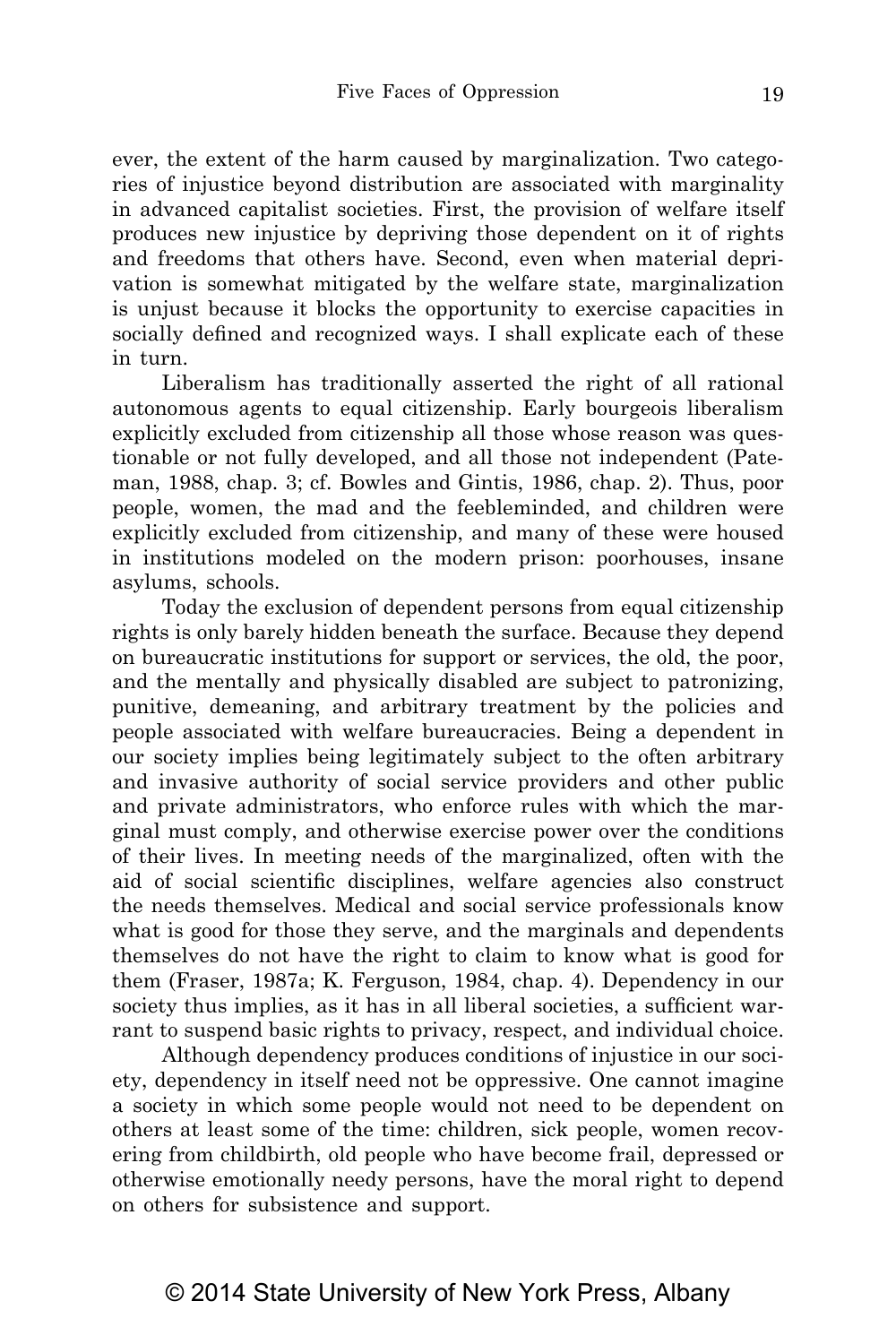ever, the extent of the harm caused by marginalization. Two categories of injustice beyond distribution are associated with marginality in advanced capitalist societies. First, the provision of welfare itself produces new injustice by depriving those dependent on it of rights and freedoms that others have. Second, even when material deprivation is somewhat mitigated by the welfare state, marginalization is unjust because it blocks the opportunity to exercise capacities in socially defined and recognized ways. I shall explicate each of these in turn.

Liberalism has traditionally asserted the right of all rational autonomous agents to equal citizenship. Early bourgeois liberalism explicitly excluded from citizenship all those whose reason was questionable or not fully developed, and all those not independent (Pateman, 1988, chap. 3; cf. Bowles and Gintis, 1986, chap. 2). Thus, poor people, women, the mad and the feebleminded, and children were explicitly excluded from citizenship, and many of these were housed in institutions modeled on the modern prison: poorhouses, insane asylums, schools.

Today the exclusion of dependent persons from equal citizenship rights is only barely hidden beneath the surface. Because they depend on bureaucratic institutions for support or services, the old, the poor, and the mentally and physically disabled are subject to patronizing, punitive, demeaning, and arbitrary treatment by the policies and people associated with welfare bureaucracies. Being a dependent in our society implies being legitimately subject to the often arbitrary and invasive authority of social service providers and other public and private administrators, who enforce rules with which the marginal must comply, and otherwise exercise power over the conditions of their lives. In meeting needs of the marginalized, often with the aid of social scientific disciplines, welfare agencies also construct the needs themselves. Medical and social service professionals know what is good for those they serve, and the marginals and dependents themselves do not have the right to claim to know what is good for them (Fraser, 1987a; K. Ferguson, 1984, chap. 4). Dependency in our society thus implies, as it has in all liberal societies, a sufficient warrant to suspend basic rights to privacy, respect, and individual choice.

Although dependency produces conditions of injustice in our society, dependency in itself need not be oppressive. One cannot imagine a society in which some people would not need to be dependent on others at least some of the time: children, sick people, women recovering from childbirth, old people who have become frail, depressed or otherwise emotionally needy persons, have the moral right to depend on others for subsistence and support.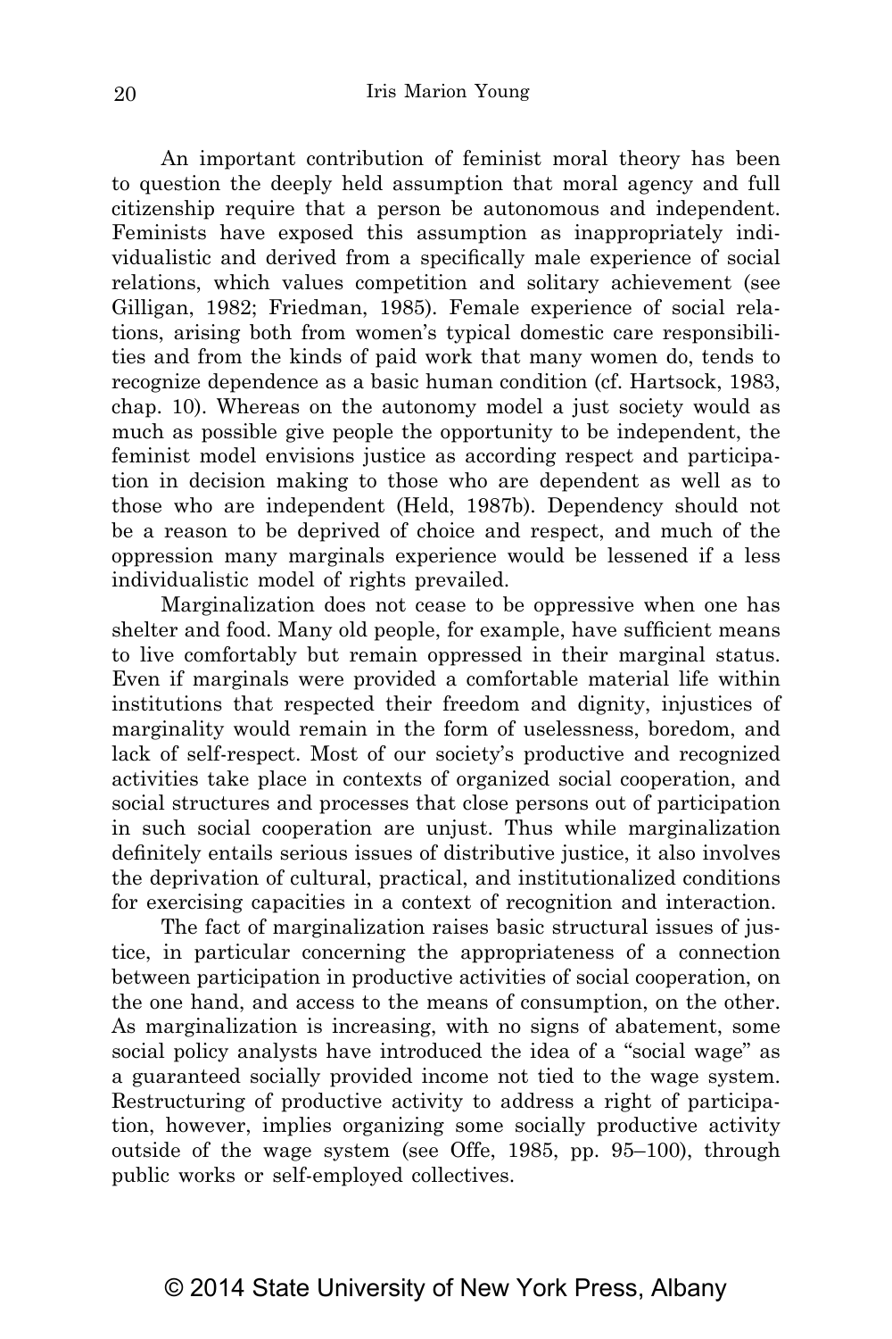An important contribution of feminist moral theory has been to question the deeply held assumption that moral agency and full citizenship require that a person be autonomous and independent. Feminists have exposed this assumption as inappropriately individualistic and derived from a specifically male experience of social relations, which values competition and solitary achievement (see Gilligan, 1982; Friedman, 1985). Female experience of social relations, arising both from women's typical domestic care responsibilities and from the kinds of paid work that many women do, tends to recognize dependence as a basic human condition (cf. Hartsock, 1983, chap. 10). Whereas on the autonomy model a just society would as much as possible give people the opportunity to be independent, the feminist model envisions justice as according respect and participation in decision making to those who are dependent as well as to those who are independent (Held, 1987b). Dependency should not be a reason to be deprived of choice and respect, and much of the oppression many marginals experience would be lessened if a less individualistic model of rights prevailed.

Marginalization does not cease to be oppressive when one has shelter and food. Many old people, for example, have sufficient means to live comfortably but remain oppressed in their marginal status. Even if marginals were provided a comfortable material life within institutions that respected their freedom and dignity, injustices of marginality would remain in the form of uselessness, boredom, and lack of self-respect. Most of our society's productive and recognized activities take place in contexts of organized social cooperation, and social structures and processes that close persons out of participation in such social cooperation are unjust. Thus while marginalization definitely entails serious issues of distributive justice, it also involves the deprivation of cultural, practical, and institutionalized conditions for exercising capacities in a context of recognition and interaction.

The fact of marginalization raises basic structural issues of justice, in particular concerning the appropriateness of a connection between participation in productive activities of social cooperation, on the one hand, and access to the means of consumption, on the other. As marginalization is increasing, with no signs of abatement, some social policy analysts have introduced the idea of a "social wage" as a guaranteed socially provided income not tied to the wage system. Restructuring of productive activity to address a right of participation, however, implies organizing some socially productive activity outside of the wage system (see Offe, 1985, pp. 95–100), through public works or self-employed collectives.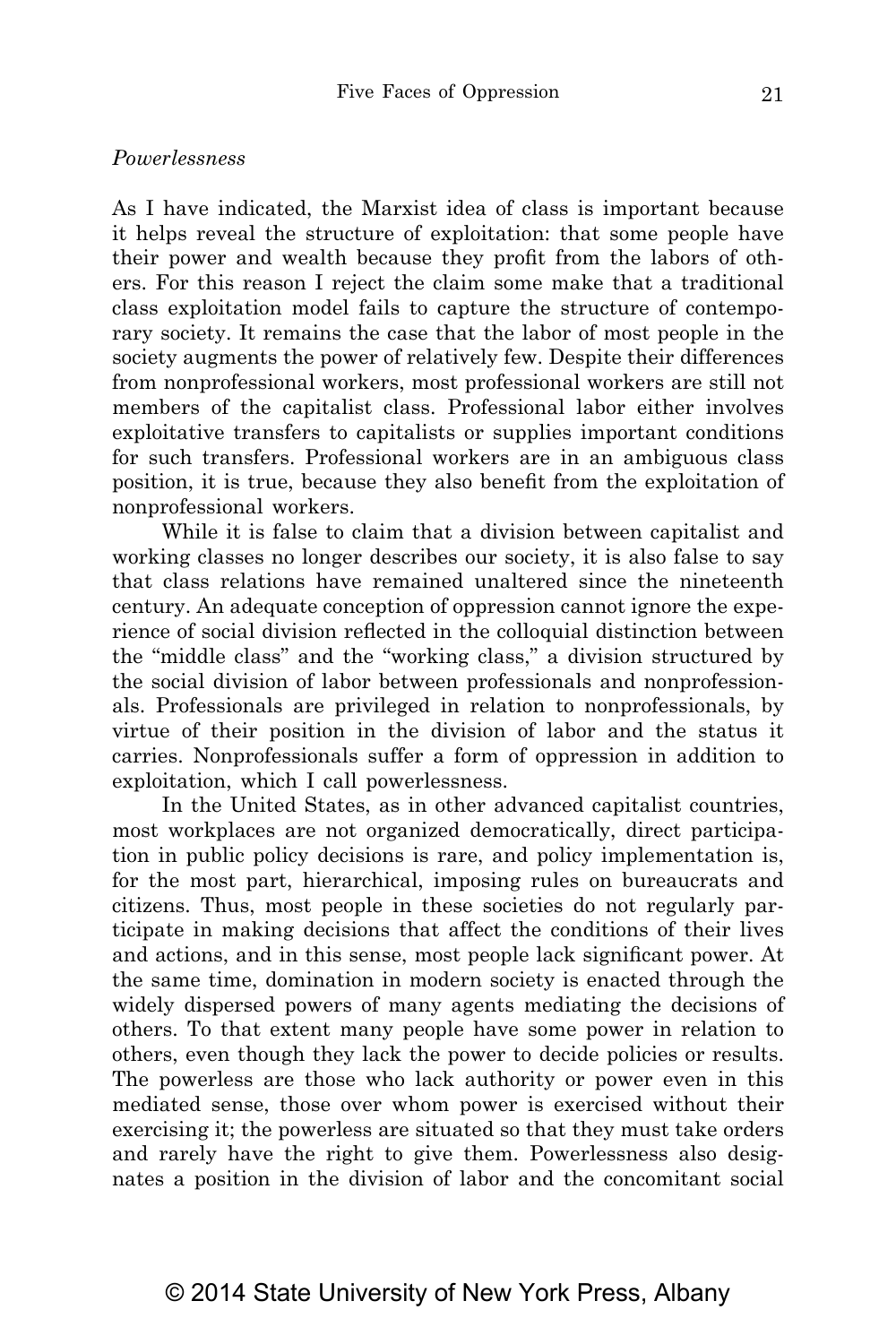*Powerlessness*

As I have indicated, the Marxist idea of class is important because it helps reveal the structure of exploitation: that some people have their power and wealth because they profit from the labors of others. For this reason I reject the claim some make that a traditional class exploitation model fails to capture the structure of contemporary society. It remains the case that the labor of most people in the society augments the power of relatively few. Despite their differences from nonprofessional workers, most professional workers are still not members of the capitalist class. Professional labor either involves exploitative transfers to capitalists or supplies important conditions for such transfers. Professional workers are in an ambiguous class position, it is true, because they also benefit from the exploitation of nonprofessional workers.

While it is false to claim that a division between capitalist and working classes no longer describes our society, it is also false to say that class relations have remained unaltered since the nineteenth century. An adequate conception of oppression cannot ignore the experience of social division reflected in the colloquial distinction between the "middle class" and the "working class," a division structured by the social division of labor between professionals and nonprofessionals. Professionals are privileged in relation to nonprofessionals, by virtue of their position in the division of labor and the status it carries. Nonprofessionals suffer a form of oppression in addition to exploitation, which I call powerlessness.

In the United States, as in other advanced capitalist countries, most workplaces are not organized democratically, direct participation in public policy decisions is rare, and policy implementation is, for the most part, hierarchical, imposing rules on bureaucrats and citizens. Thus, most people in these societies do not regularly participate in making decisions that affect the conditions of their lives and actions, and in this sense, most people lack significant power. At the same time, domination in modern society is enacted through the widely dispersed powers of many agents mediating the decisions of others. To that extent many people have some power in relation to others, even though they lack the power to decide policies or results. The powerless are those who lack authority or power even in this mediated sense, those over whom power is exercised without their exercising it; the powerless are situated so that they must take orders and rarely have the right to give them. Powerlessness also designates a position in the division of labor and the concomitant social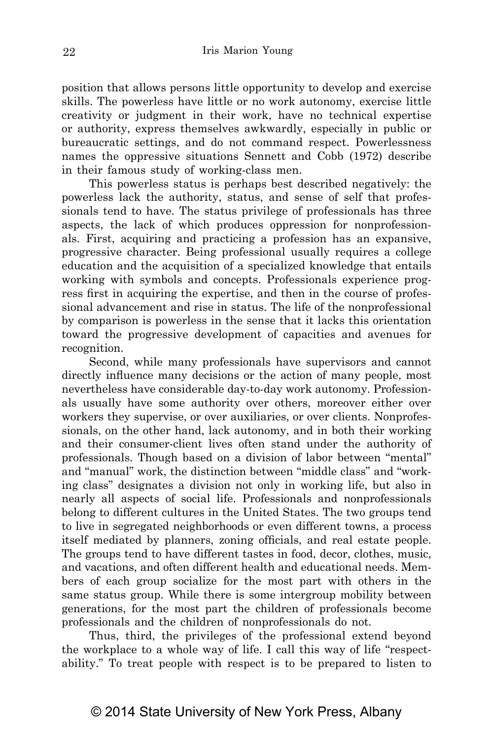position that allows persons little opportunity to develop and exercise skills. The powerless have little or no work autonomy, exercise little creativity or judgment in their work, have no technical expertise or authority, express themselves awkwardly, especially in public or bureaucratic settings, and do not command respect. Powerlessness names the oppressive situations Sennett and Cobb (1972) describe in their famous study of working-class men.

This powerless status is perhaps best described negatively: the powerless lack the authority, status, and sense of self that professionals tend to have. The status privilege of professionals has three aspects, the lack of which produces oppression for nonprofessionals. First, acquiring and practicing a profession has an expansive, progressive character. Being professional usually requires a college education and the acquisition of a specialized knowledge that entails working with symbols and concepts. Professionals experience progress first in acquiring the expertise, and then in the course of professional advancement and rise in status. The life of the nonprofessional by comparison is powerless in the sense that it lacks this orientation toward the progressive development of capacities and avenues for recognition.

Second, while many professionals have supervisors and cannot directly influence many decisions or the action of many people, most nevertheless have considerable day-to-day work autonomy. Professionals usually have some authority over others, moreover either over workers they supervise, or over auxiliaries, or over clients. Nonprofessionals, on the other hand, lack autonomy, and in both their working and their consumer-client lives often stand under the authority of professionals. Though based on a division of labor between "mental" and "manual" work, the distinction between "middle class" and "working class" designates a division not only in working life, but also in nearly all aspects of social life. Professionals and nonprofessionals belong to different cultures in the United States. The two groups tend to live in segregated neighborhoods or even different towns, a process itself mediated by planners, zoning officials, and real estate people. The groups tend to have different tastes in food, decor, clothes, music, and vacations, and often different health and educational needs. Members of each group socialize for the most part with others in the same status group. While there is some intergroup mobility between generations, for the most part the children of professionals become professionals and the children of nonprofessionals do not.

Thus, third, the privileges of the professional extend beyond the workplace to a whole way of life. I call this way of life "respectability." To treat people with respect is to be prepared to listen to